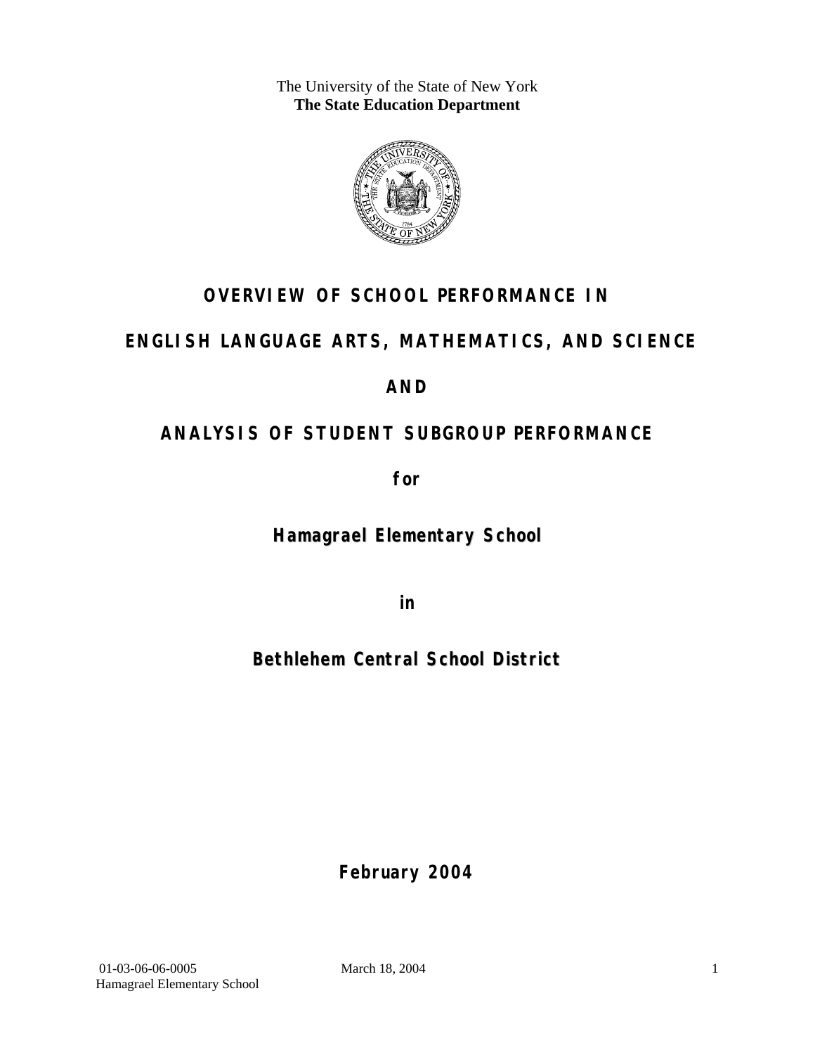The University of the State of New York
**The State Education Department**

# OVERVIEW OF SCHOOL PERFORMANCE IN

# ENGLISH LANGUAGE ARTS, MATHEMATICS, AND SCIENCE

# AND

# ANALYSIS OF STUDENT SUBGROUP PERFORMANCE

**for**

## Hamagrael Elementary School

**in**

## Bethlehem Central School District

**February 2004**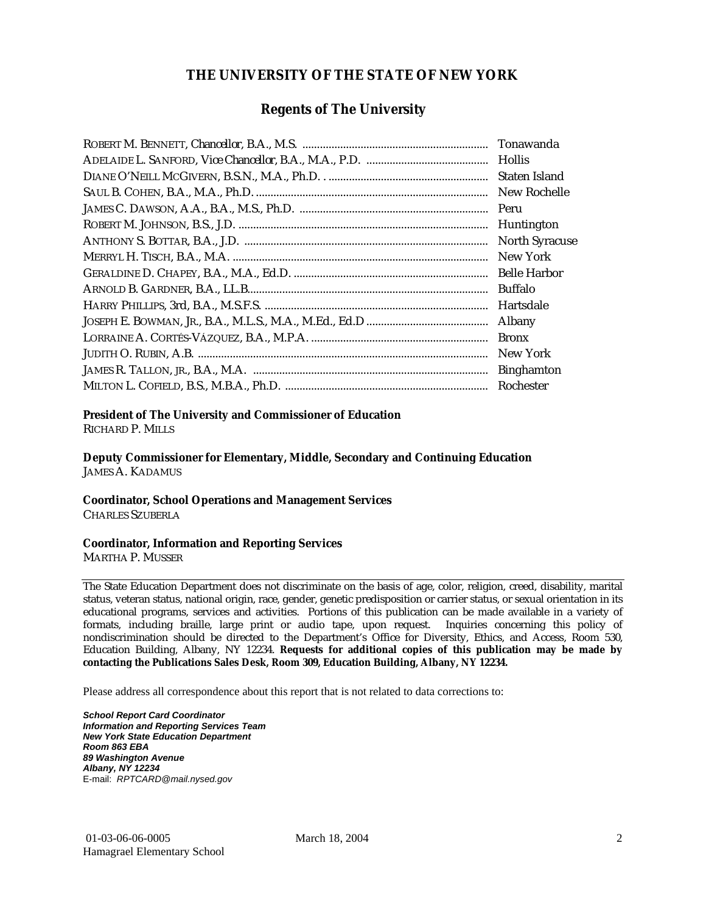# THE UNIVERSITY OF THE STATE OF NEW YORK

## Regents of The University

| | |
|---|---|
| ROBERT M. BENNETT, *Chancellor*, B.A., M.S. | Tonawanda |
| ADELAIDE L. SANFORD, *Vice Chancellor*, B.A., M.A., P.D. | Hollis |
| DIANE O'NEILL MCGIVERN, B.S.N., M.A., Ph.D. | Staten Island |
| SAUL B. COHEN, B.A., M.A., Ph.D. | New Rochelle |
| JAMES C. DAWSON, A.A., B.A., M.S., Ph.D. | Peru |
| ROBERT M. JOHNSON, B.S., J.D. | Huntington |
| ANTHONY S. BOTTAR, B.A., J.D. | North Syracuse |
| MERRYL H. TISCH, B.A., M.A. | New York |
| GERALDINE D. CHAPEY, B.A., M.A., Ed.D. | Belle Harbor |
| ARNOLD B. GARDNER, B.A., LL.B. | Buffalo |
| HARRY PHILLIPS, 3rd, B.A., M.S.F.S. | Hartsdale |
| JOSEPH E. BOWMAN, JR., B.A., M.L.S., M.A., M.Ed., Ed.D | Albany |
| LORRAINE A. CORTÉS-VÁZQUEZ, B.A., M.P.A. | Bronx |
| JUDITH O. RUBIN, A.B. | New York |
| JAMES R. TALLON, JR., B.A., M.A. | Binghamton |
| MILTON L. COFIELD, B.S., M.B.A., Ph.D. | Rochester |

**President of The University and Commissioner of Education**
RICHARD P. MILLS

**Deputy Commissioner for Elementary, Middle, Secondary and Continuing Education**
JAMES A. KADAMUS

**Coordinator, School Operations and Management Services**
CHARLES SZUBERLA

**Coordinator, Information and Reporting Services**
MARTHA P. MUSSER

---

The State Education Department does not discriminate on the basis of age, color, religion, creed, disability, marital status, veteran status, national origin, race, gender, genetic predisposition or carrier status, or sexual orientation in its educational programs, services and activities. Portions of this publication can be made available in a variety of formats, including braille, large print or audio tape, upon request. Inquiries concerning this policy of nondiscrimination should be directed to the Department's Office for Diversity, Ethics, and Access, Room 530, Education Building, Albany, NY 12234. **Requests for additional copies of this publication may be made by contacting the Publications Sales Desk, Room 309, Education Building, Albany, NY 12234.**

Please address all correspondence about this report that is not related to data corrections to:

***School Report Card Coordinator***
***Information and Reporting Services Team***
***New York State Education Department***
***Room 863 EBA***
***89 Washington Avenue***
***Albany, NY 12234***
E-mail: *RPTCARD@mail.nysed.gov*

01-03-06-06-0005 March 18, 2004
Hamagrael Elementary School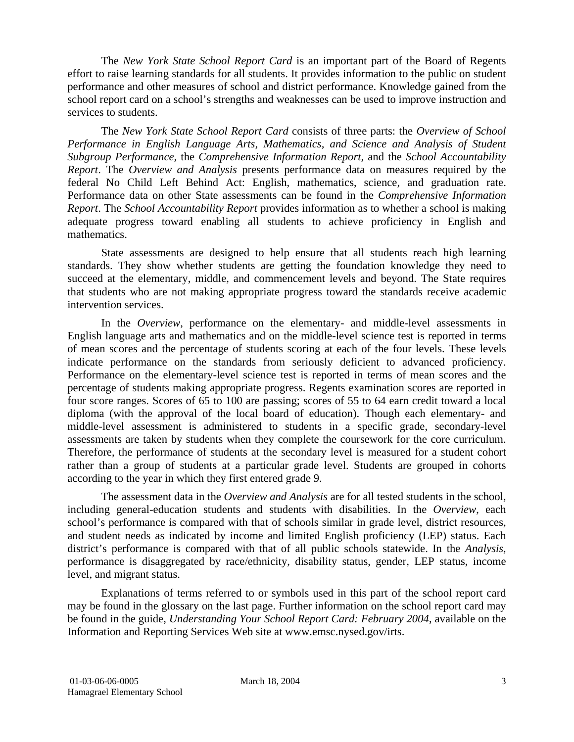The *New York State School Report Card* is an important part of the Board of Regents effort to raise learning standards for all students. It provides information to the public on student performance and other measures of school and district performance. Knowledge gained from the school report card on a school's strengths and weaknesses can be used to improve instruction and services to students.

The *New York State School Report Card* consists of three parts: the *Overview of School Performance in English Language Arts, Mathematics, and Science and Analysis of Student Subgroup Performance,* the *Comprehensive Information Report,* and the *School Accountability Report*. The *Overview and Analysis* presents performance data on measures required by the federal No Child Left Behind Act: English, mathematics, science, and graduation rate. Performance data on other State assessments can be found in the *Comprehensive Information Report*. The *School Accountability Report* provides information as to whether a school is making adequate progress toward enabling all students to achieve proficiency in English and mathematics.

State assessments are designed to help ensure that all students reach high learning standards. They show whether students are getting the foundation knowledge they need to succeed at the elementary, middle, and commencement levels and beyond. The State requires that students who are not making appropriate progress toward the standards receive academic intervention services.

In the *Overview*, performance on the elementary- and middle-level assessments in English language arts and mathematics and on the middle-level science test is reported in terms of mean scores and the percentage of students scoring at each of the four levels. These levels indicate performance on the standards from seriously deficient to advanced proficiency. Performance on the elementary-level science test is reported in terms of mean scores and the percentage of students making appropriate progress. Regents examination scores are reported in four score ranges. Scores of 65 to 100 are passing; scores of 55 to 64 earn credit toward a local diploma (with the approval of the local board of education). Though each elementary- and middle-level assessment is administered to students in a specific grade, secondary-level assessments are taken by students when they complete the coursework for the core curriculum. Therefore, the performance of students at the secondary level is measured for a student cohort rather than a group of students at a particular grade level. Students are grouped in cohorts according to the year in which they first entered grade 9.

The assessment data in the *Overview and Analysis* are for all tested students in the school, including general-education students and students with disabilities. In the *Overview*, each school's performance is compared with that of schools similar in grade level, district resources, and student needs as indicated by income and limited English proficiency (LEP) status. Each district's performance is compared with that of all public schools statewide. In the *Analysis*, performance is disaggregated by race/ethnicity, disability status, gender, LEP status, income level, and migrant status.

Explanations of terms referred to or symbols used in this part of the school report card may be found in the glossary on the last page. Further information on the school report card may be found in the guide, *Understanding Your School Report Card: February 2004*, available on the Information and Reporting Services Web site at www.emsc.nysed.gov/irts.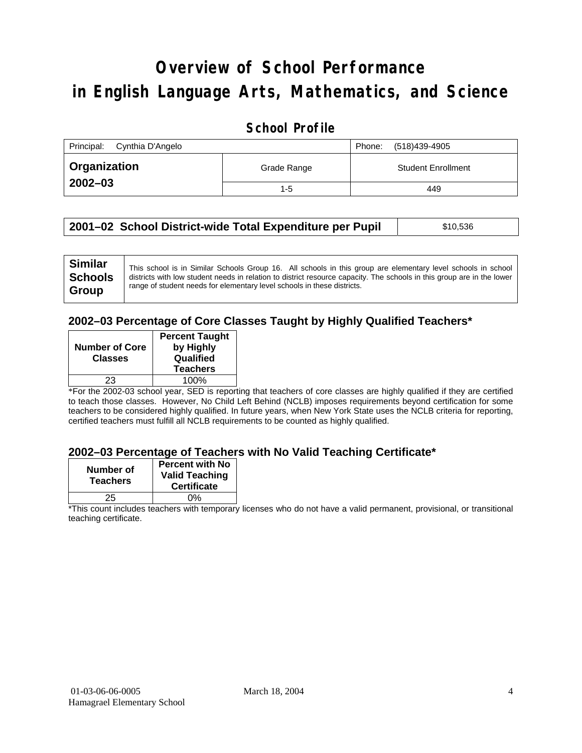# Overview of School Performance in English Language Arts, Mathematics, and Science

## School Profile

| Principal: Cynthia D'Angelo | | Phone: (518)439-4905 |
|---|---|---|
| **Organization 2002–03** | Grade Range | Student Enrollment |
| | 1-5 | 449 |

| **2001–02 School District-wide Total Expenditure per Pupil** | $10,536 |
|---|---|

| | |
|---|---|
| **Similar Schools Group** | This school is in Similar Schools Group 16. All schools in this group are elementary level schools in school districts with low student needs in relation to district resource capacity. The schools in this group are in the lower range of student needs for elementary level schools in these districts. |

### 2002–03 Percentage of Core Classes Taught by Highly Qualified Teachers*

| Number of Core Classes | Percent Taught by Highly Qualified Teachers |
|---|---|
| 23 | 100% |

*For the 2002-03 school year, SED is reporting that teachers of core classes are highly qualified if they are certified to teach those classes. However, No Child Left Behind (NCLB) imposes requirements beyond certification for some teachers to be considered highly qualified. In future years, when New York State uses the NCLB criteria for reporting, certified teachers must fulfill all NCLB requirements to be counted as highly qualified.

### 2002–03 Percentage of Teachers with No Valid Teaching Certificate*

| Number of Teachers | Percent with No Valid Teaching Certificate |
|---|---|
| 25 | 0% |

*This count includes teachers with temporary licenses who do not have a valid permanent, provisional, or transitional teaching certificate.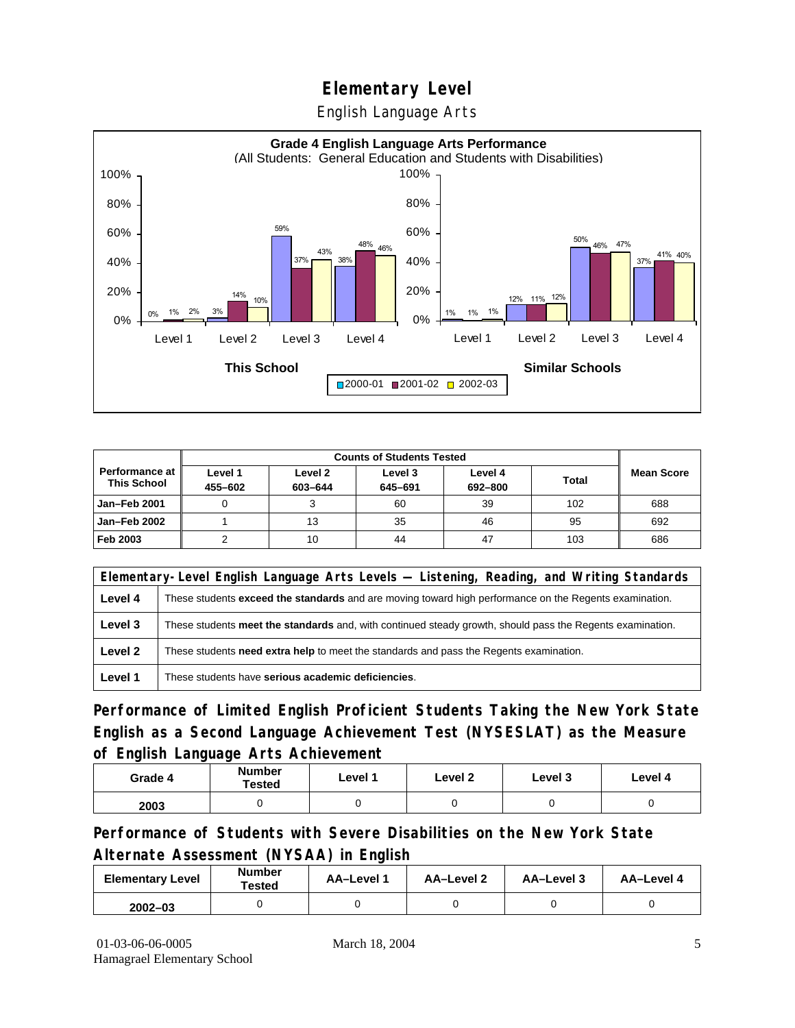# Elementary Level

English Language Arts

**Grade 4 English Language Arts Performance**
(All Students: General Education and Students with Disabilities)

| | This School 2000-01 | This School 2001-02 | This School 2002-03 | Similar Schools 2000-01 | Similar Schools 2001-02 | Similar Schools 2002-03 |
|---|---|---|---|---|---|---|
| Level 1 | 0% | 1% | 2% | 1% | 1% | 1% |
| Level 2 | 3% | 14% | 10% | 12% | 11% | 12% |
| Level 3 | 59% | 37% | 43% | 50% | 46% | 47% |
| Level 4 | 38% | 48% | 46% | 37% | 41% | 40% |

| Performance at This School | Counts of Students Tested | | | | | Mean Score |
|---|---|---|---|---|---|---|
| | Level 1 455–602 | Level 2 603–644 | Level 3 645–691 | Level 4 692–800 | Total | |
| Jan–Feb 2001 | 0 | 3 | 60 | 39 | 102 | 688 |
| Jan–Feb 2002 | 1 | 13 | 35 | 46 | 95 | 692 |
| Feb 2003 | 2 | 10 | 44 | 47 | 103 | 686 |

| Elementary-Level English Language Arts Levels — Listening, Reading, and Writing Standards | |
|---|---|
| Level 4 | These students **exceed the standards** and are moving toward high performance on the Regents examination. |
| Level 3 | These students **meet the standards** and, with continued steady growth, should pass the Regents examination. |
| Level 2 | These students **need extra help** to meet the standards and pass the Regents examination. |
| Level 1 | These students have **serious academic deficiencies**. |

## Performance of Limited English Proficient Students Taking the New York State English as a Second Language Achievement Test (NYSESLAT) as the Measure of English Language Arts Achievement

| Grade 4 | Number Tested | Level 1 | Level 2 | Level 3 | Level 4 |
|---|---|---|---|---|---|
| 2003 | 0 | 0 | 0 | 0 | 0 |

## Performance of Students with Severe Disabilities on the New York State Alternate Assessment (NYSAA) in English

| Elementary Level | Number Tested | AA–Level 1 | AA–Level 2 | AA–Level 3 | AA–Level 4 |
|---|---|---|---|---|---|
| 2002–03 | 0 | 0 | 0 | 0 | 0 |

01-03-06-06-0005 Hamagrael Elementary School — March 18, 2004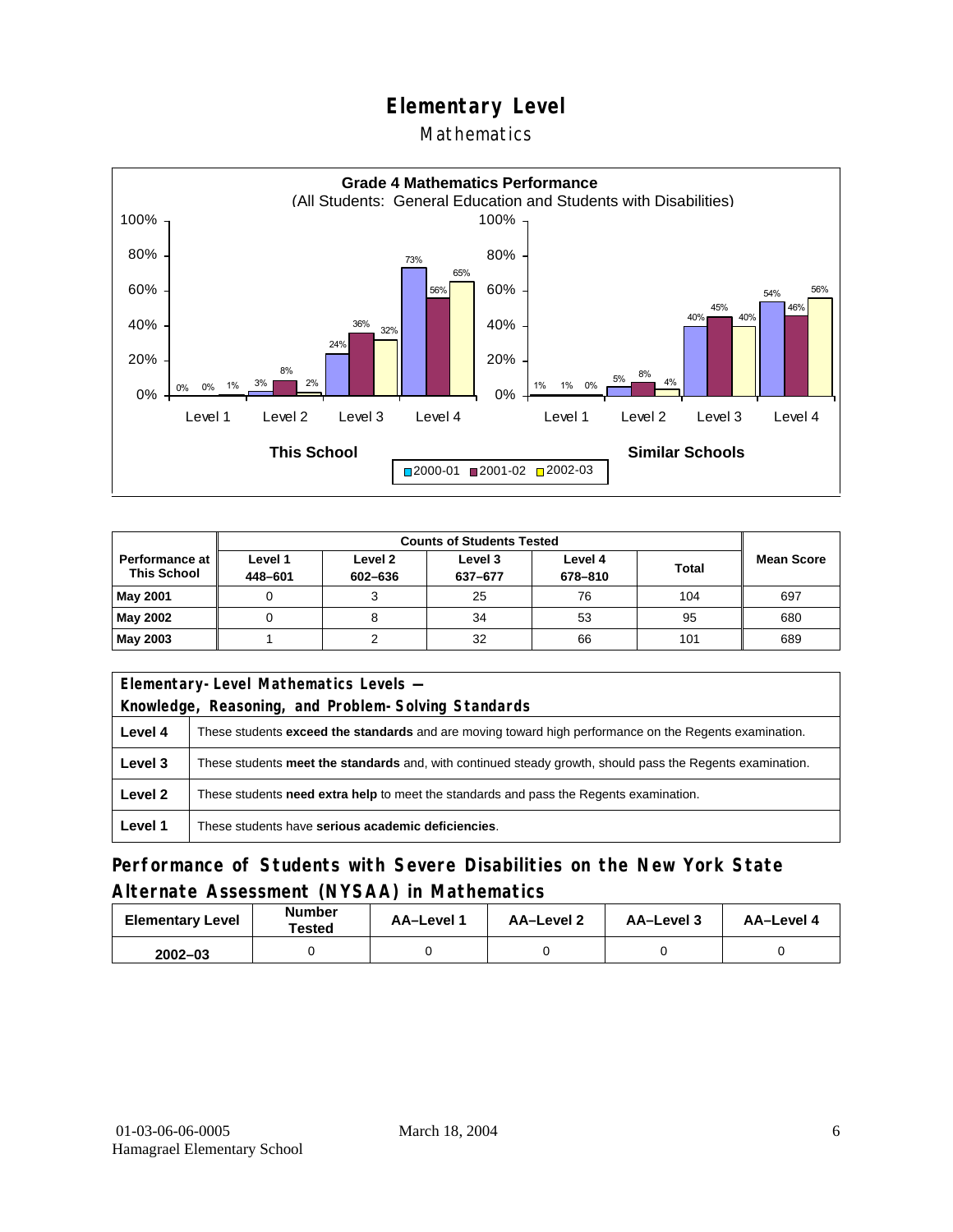# Elementary Level

## Mathematics

Grade 4 Mathematics Performance
(All Students: General Education and Students with Disabilities)

100%
80%
60%
40%
20%
0%

0% 0% 1% 3% 8% 2% 24% 36% 32% 73% 56% 65%

Level 1 Level 2 Level 3 Level 4

This School

1% 1% 0% 5% 8% 4% 40% 45% 40% 54% 46% 56%

Level 1 Level 2 Level 3 Level 4

Similar Schools

2000-01 2001-02 2002-03

| Performance at This School | Counts of Students Tested | | | | | Mean Score |
|---|---|---|---|---|---|---|
| | Level 1 448–601 | Level 2 602–636 | Level 3 637–677 | Level 4 678–810 | Total | |
| **May 2001** | 0 | 3 | 25 | 76 | 104 | 697 |
| **May 2002** | 0 | 8 | 34 | 53 | 95 | 680 |
| **May 2003** | 1 | 2 | 32 | 66 | 101 | 689 |

| Elementary-Level Mathematics Levels — Knowledge, Reasoning, and Problem-Solving Standards | |
|---|---|
| **Level 4** | These students **exceed the standards** and are moving toward high performance on the Regents examination. |
| **Level 3** | These students **meet the standards** and, with continued steady growth, should pass the Regents examination. |
| **Level 2** | These students **need extra help** to meet the standards and pass the Regents examination. |
| **Level 1** | These students have **serious academic deficiencies**. |

## Performance of Students with Severe Disabilities on the New York State Alternate Assessment (NYSAA) in Mathematics

| Elementary Level | Number Tested | AA–Level 1 | AA–Level 2 | AA–Level 3 | AA–Level 4 |
|---|---|---|---|---|---|
| **2002–03** | 0 | 0 | 0 | 0 | 0 |

01-03-06-06-0005
Hamagrael Elementary School

March 18, 2004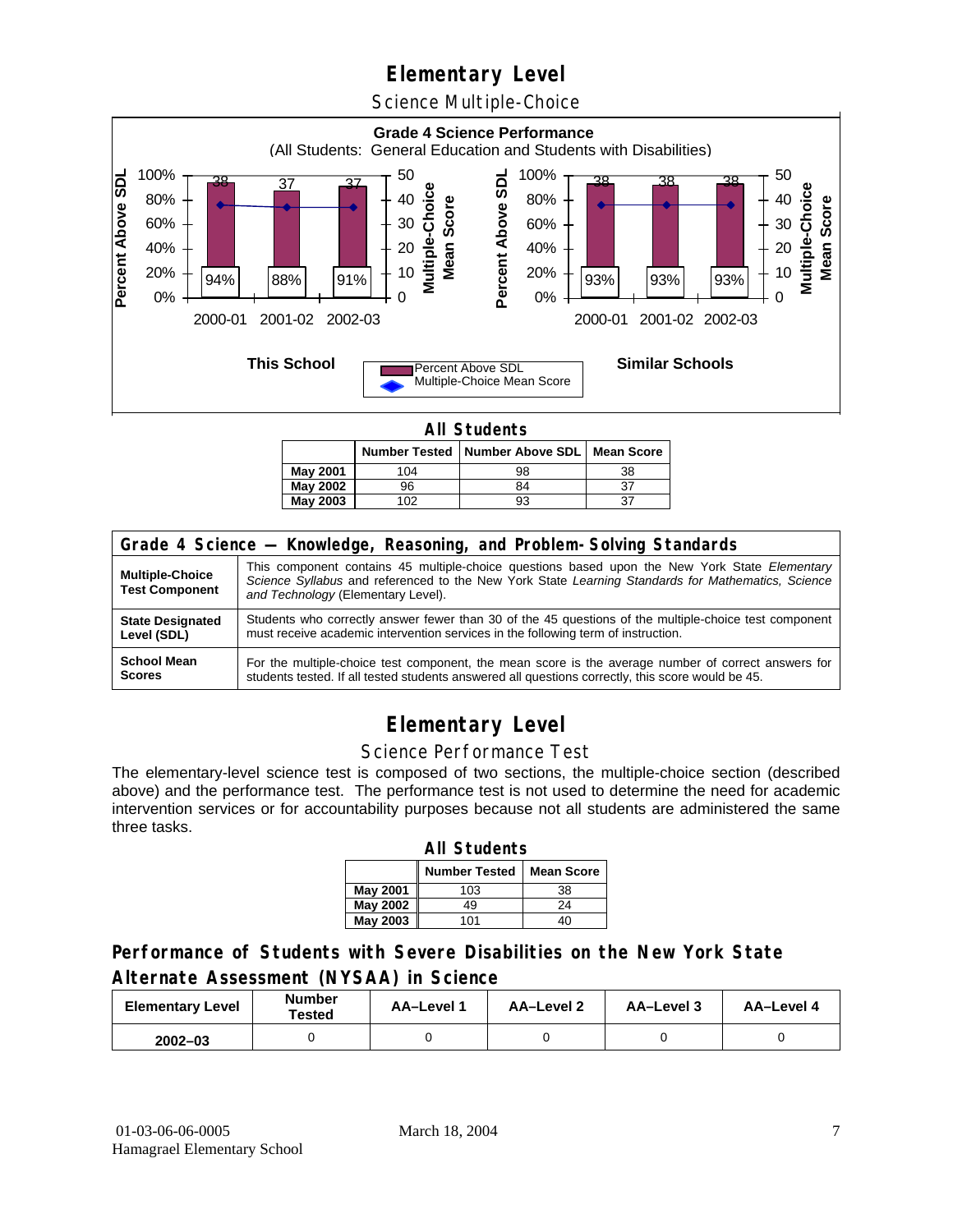# Elementary Level

## Science Multiple-Choice

**Grade 4 Science Performance**
(All Students: General Education and Students with Disabilities)

Percent Above SDL
Multiple-Choice Mean Score

100%
80%
60%
40%
20%
0%

50
40
30
20
10
0

38 37 37
94% 88% 91%
2000-01 2001-02 2002-03

**This School**

38 38 38
93% 93% 93%
2000-01 2001-02 2002-03

**Similar Schools**

Percent Above SDL
Multiple-Choice Mean Score

**All Students**

| | Number Tested | Number Above SDL | Mean Score |
|---|---|---|---|
| **May 2001** | 104 | 98 | 38 |
| **May 2002** | 96 | 84 | 37 |
| **May 2003** | 102 | 93 | 37 |

| Grade 4 Science — Knowledge, Reasoning, and Problem-Solving Standards | |
|---|---|
| **Multiple-Choice Test Component** | This component contains 45 multiple-choice questions based upon the New York State *Elementary Science Syllabus* and referenced to the New York State *Learning Standards for Mathematics, Science and Technology* (Elementary Level). |
| **State Designated Level (SDL)** | Students who correctly answer fewer than 30 of the 45 questions of the multiple-choice test component must receive academic intervention services in the following term of instruction. |
| **School Mean Scores** | For the multiple-choice test component, the mean score is the average number of correct answers for students tested. If all tested students answered all questions correctly, this score would be 45. |

# Elementary Level

## Science Performance Test

The elementary-level science test is composed of two sections, the multiple-choice section (described above) and the performance test. The performance test is not used to determine the need for academic intervention services or for accountability purposes because not all students are administered the same three tasks.

**All Students**

| | Number Tested | Mean Score |
|---|---|---|
| **May 2001** | 103 | 38 |
| **May 2002** | 49 | 24 |
| **May 2003** | 101 | 40 |

### Performance of Students with Severe Disabilities on the New York State Alternate Assessment (NYSAA) in Science

| Elementary Level | Number Tested | AA–Level 1 | AA–Level 2 | AA–Level 3 | AA–Level 4 |
|---|---|---|---|---|---|
| **2002–03** | 0 | 0 | 0 | 0 | 0 |

01-03-06-06-0005
Hamagrael Elementary School

March 18, 2004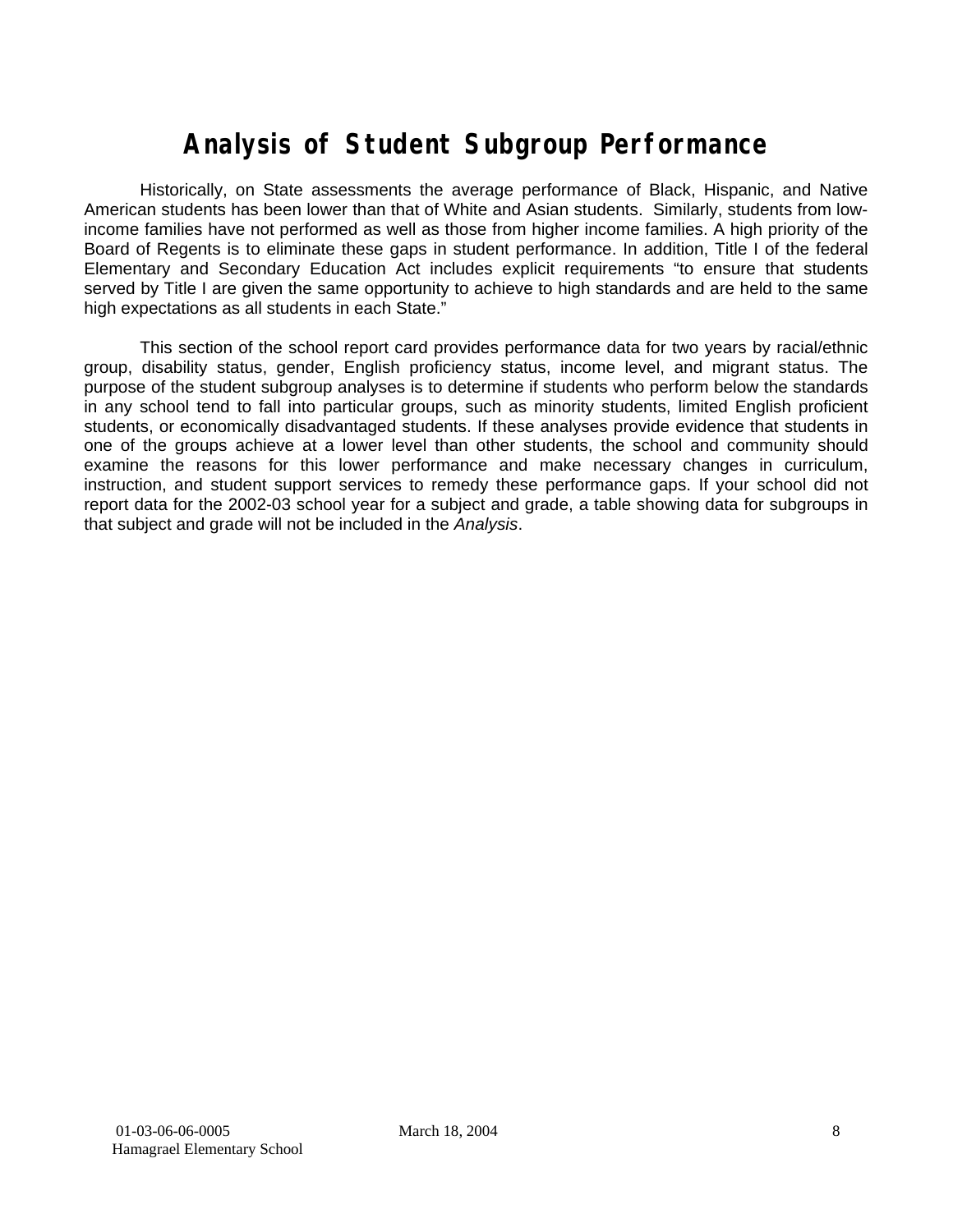# Analysis of Student Subgroup Performance

Historically, on State assessments the average performance of Black, Hispanic, and Native American students has been lower than that of White and Asian students. Similarly, students from low-income families have not performed as well as those from higher income families. A high priority of the Board of Regents is to eliminate these gaps in student performance. In addition, Title I of the federal Elementary and Secondary Education Act includes explicit requirements "to ensure that students served by Title I are given the same opportunity to achieve to high standards and are held to the same high expectations as all students in each State."

This section of the school report card provides performance data for two years by racial/ethnic group, disability status, gender, English proficiency status, income level, and migrant status. The purpose of the student subgroup analyses is to determine if students who perform below the standards in any school tend to fall into particular groups, such as minority students, limited English proficient students, or economically disadvantaged students. If these analyses provide evidence that students in one of the groups achieve at a lower level than other students, the school and community should examine the reasons for this lower performance and make necessary changes in curriculum, instruction, and student support services to remedy these performance gaps. If your school did not report data for the 2002-03 school year for a subject and grade, a table showing data for subgroups in that subject and grade will not be included in the *Analysis*.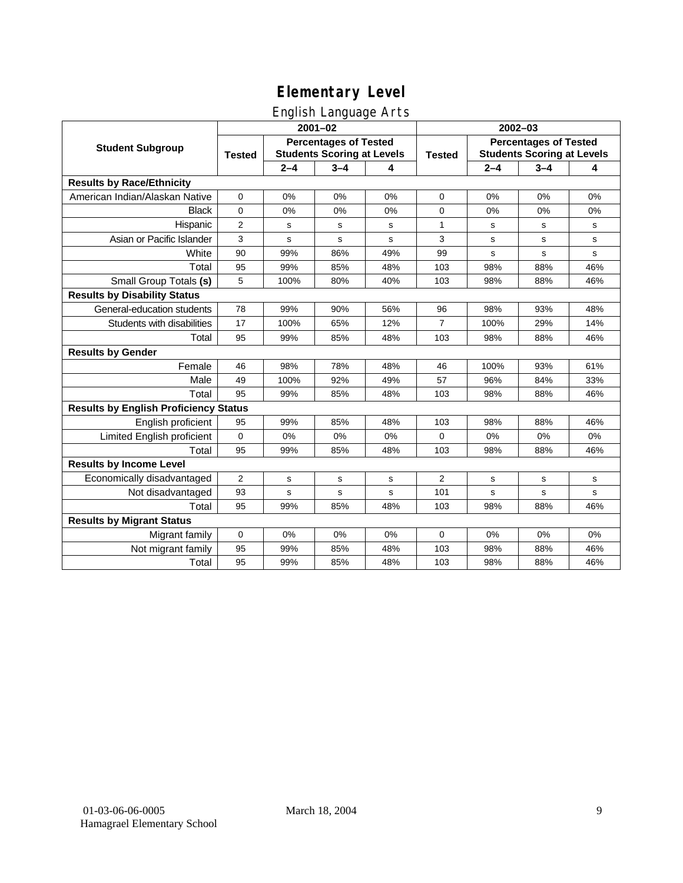# Elementary Level

## English Language Arts

| Student Subgroup | 2001–02 | | | | 2002–03 | | | |
|---|---|---|---|---|---|---|---|---|
| | Tested | Percentages of Tested Students Scoring at Levels | | | Tested | Percentages of Tested Students Scoring at Levels | | |
| | | 2–4 | 3–4 | 4 | | 2–4 | 3–4 | 4 |
| **Results by Race/Ethnicity** | | | | | | | | |
| American Indian/Alaskan Native | 0 | 0% | 0% | 0% | 0 | 0% | 0% | 0% |
| Black | 0 | 0% | 0% | 0% | 0 | 0% | 0% | 0% |
| Hispanic | 2 | s | s | s | 1 | s | s | s |
| Asian or Pacific Islander | 3 | s | s | s | 3 | s | s | s |
| White | 90 | 99% | 86% | 49% | 99 | s | s | s |
| Total | 95 | 99% | 85% | 48% | 103 | 98% | 88% | 46% |
| Small Group Totals **(s)** | 5 | 100% | 80% | 40% | 103 | 98% | 88% | 46% |
| **Results by Disability Status** | | | | | | | | |
| General-education students | 78 | 99% | 90% | 56% | 96 | 98% | 93% | 48% |
| Students with disabilities | 17 | 100% | 65% | 12% | 7 | 100% | 29% | 14% |
| Total | 95 | 99% | 85% | 48% | 103 | 98% | 88% | 46% |
| **Results by Gender** | | | | | | | | |
| Female | 46 | 98% | 78% | 48% | 46 | 100% | 93% | 61% |
| Male | 49 | 100% | 92% | 49% | 57 | 96% | 84% | 33% |
| Total | 95 | 99% | 85% | 48% | 103 | 98% | 88% | 46% |
| **Results by English Proficiency Status** | | | | | | | | |
| English proficient | 95 | 99% | 85% | 48% | 103 | 98% | 88% | 46% |
| Limited English proficient | 0 | 0% | 0% | 0% | 0 | 0% | 0% | 0% |
| Total | 95 | 99% | 85% | 48% | 103 | 98% | 88% | 46% |
| **Results by Income Level** | | | | | | | | |
| Economically disadvantaged | 2 | s | s | s | 2 | s | s | s |
| Not disadvantaged | 93 | s | s | s | 101 | s | s | s |
| Total | 95 | 99% | 85% | 48% | 103 | 98% | 88% | 46% |
| **Results by Migrant Status** | | | | | | | | |
| Migrant family | 0 | 0% | 0% | 0% | 0 | 0% | 0% | 0% |
| Not migrant family | 95 | 99% | 85% | 48% | 103 | 98% | 88% | 46% |
| Total | 95 | 99% | 85% | 48% | 103 | 98% | 88% | 46% |

01-03-06-06-0005 March 18, 2004
Hamagrael Elementary School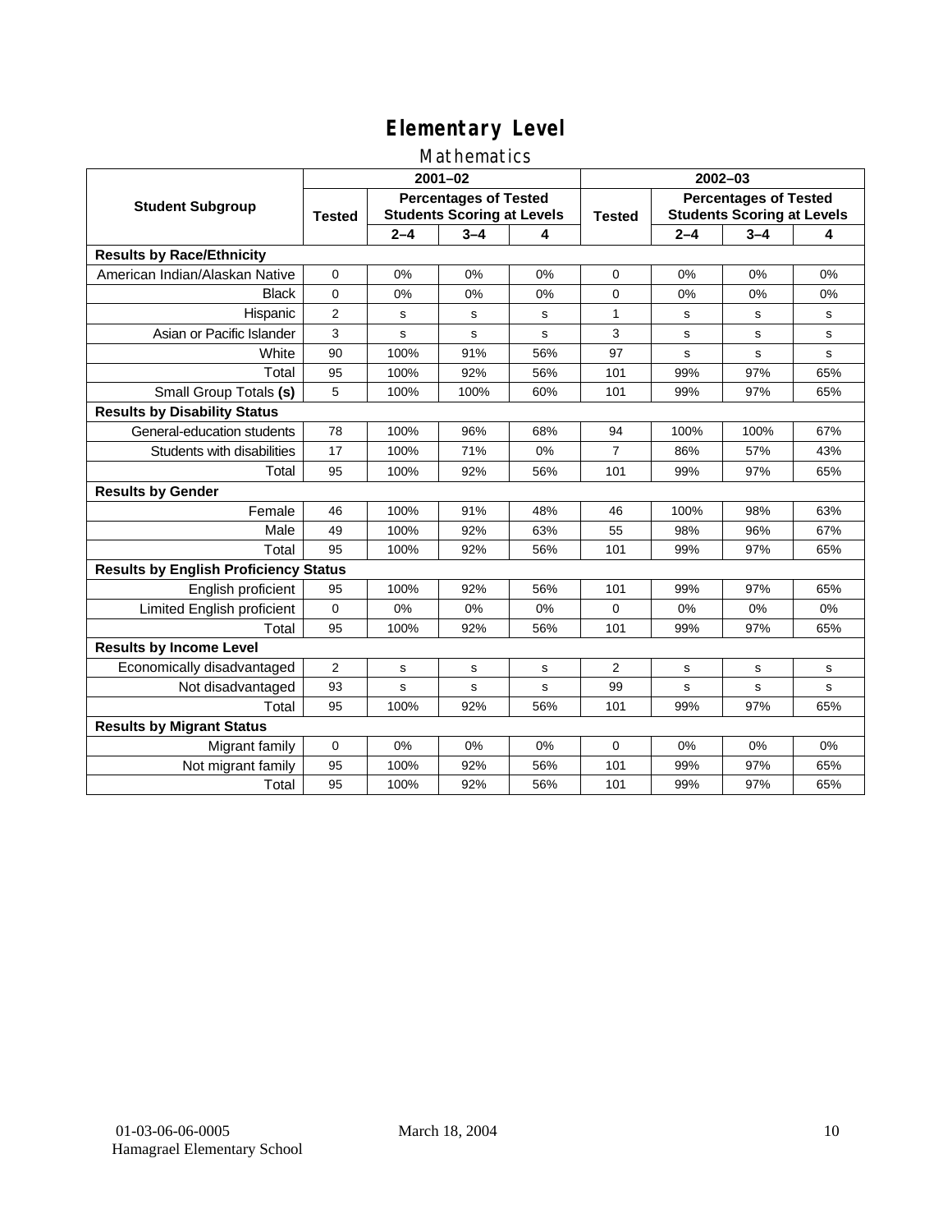# Elementary Level

## Mathematics

| Student Subgroup | 2001–02 | | | | 2002–03 | | | |
|---|---|---|---|---|---|---|---|---|
| | Tested | Percentages of Tested Students Scoring at Levels | | | Tested | Percentages of Tested Students Scoring at Levels | | |
| | | 2–4 | 3–4 | 4 | | 2–4 | 3–4 | 4 |
| **Results by Race/Ethnicity** | | | | | | | | |
| American Indian/Alaskan Native | 0 | 0% | 0% | 0% | 0 | 0% | 0% | 0% |
| Black | 0 | 0% | 0% | 0% | 0 | 0% | 0% | 0% |
| Hispanic | 2 | s | s | s | 1 | s | s | s |
| Asian or Pacific Islander | 3 | s | s | s | 3 | s | s | s |
| White | 90 | 100% | 91% | 56% | 97 | s | s | s |
| Total | 95 | 100% | 92% | 56% | 101 | 99% | 97% | 65% |
| Small Group Totals **(s)** | 5 | 100% | 100% | 60% | 101 | 99% | 97% | 65% |
| **Results by Disability Status** | | | | | | | | |
| General-education students | 78 | 100% | 96% | 68% | 94 | 100% | 100% | 67% |
| Students with disabilities | 17 | 100% | 71% | 0% | 7 | 86% | 57% | 43% |
| Total | 95 | 100% | 92% | 56% | 101 | 99% | 97% | 65% |
| **Results by Gender** | | | | | | | | |
| Female | 46 | 100% | 91% | 48% | 46 | 100% | 98% | 63% |
| Male | 49 | 100% | 92% | 63% | 55 | 98% | 96% | 67% |
| Total | 95 | 100% | 92% | 56% | 101 | 99% | 97% | 65% |
| **Results by English Proficiency Status** | | | | | | | | |
| English proficient | 95 | 100% | 92% | 56% | 101 | 99% | 97% | 65% |
| Limited English proficient | 0 | 0% | 0% | 0% | 0 | 0% | 0% | 0% |
| Total | 95 | 100% | 92% | 56% | 101 | 99% | 97% | 65% |
| **Results by Income Level** | | | | | | | | |
| Economically disadvantaged | 2 | s | s | s | 2 | s | s | s |
| Not disadvantaged | 93 | s | s | s | 99 | s | s | s |
| Total | 95 | 100% | 92% | 56% | 101 | 99% | 97% | 65% |
| **Results by Migrant Status** | | | | | | | | |
| Migrant family | 0 | 0% | 0% | 0% | 0 | 0% | 0% | 0% |
| Not migrant family | 95 | 100% | 92% | 56% | 101 | 99% | 97% | 65% |
| Total | 95 | 100% | 92% | 56% | 101 | 99% | 97% | 65% |

01-03-06-06-0005
Hamagrael Elementary School

March 18, 2004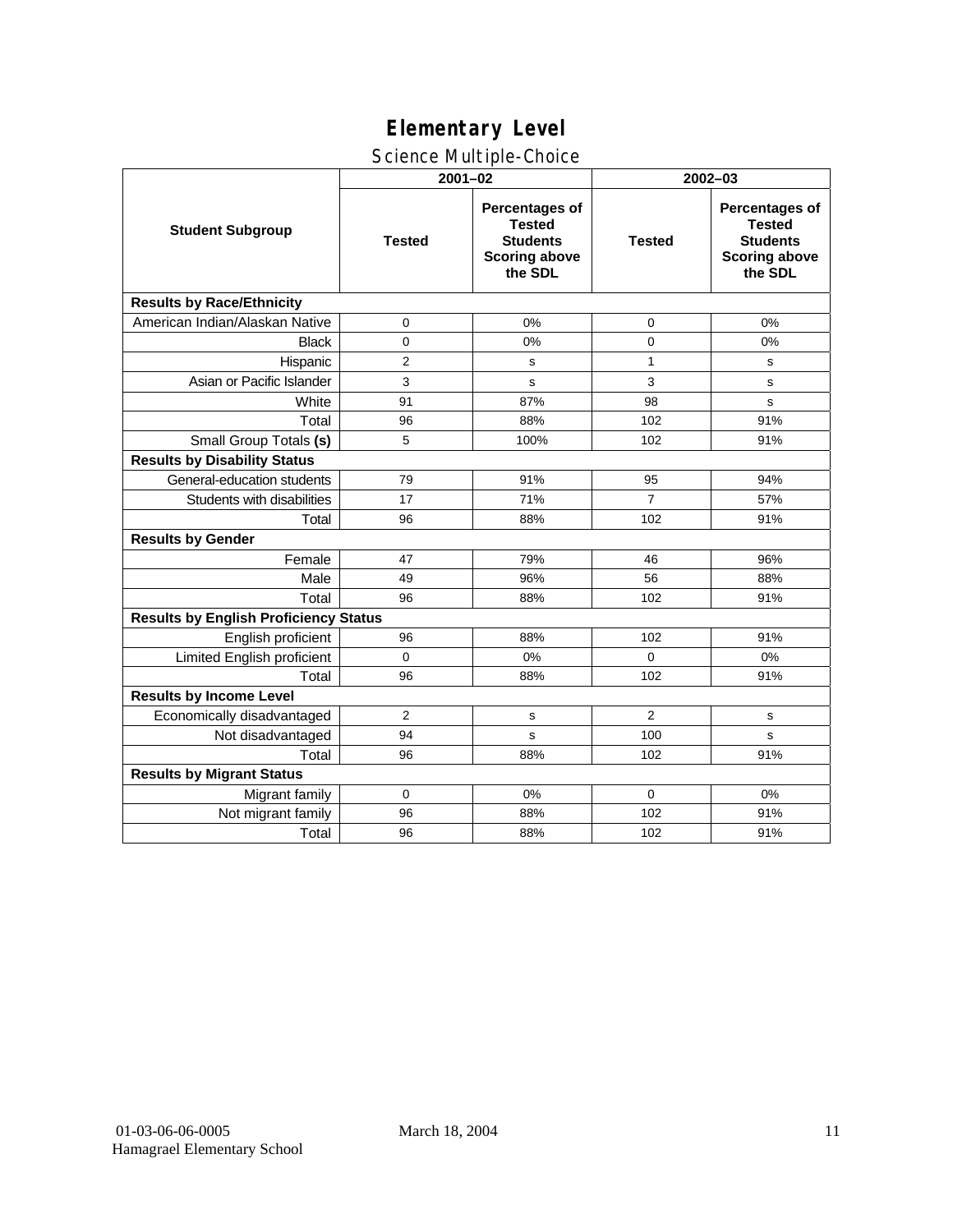# Elementary Level

## Science Multiple-Choice

| Student Subgroup | 2001–02 | | 2002–03 | |
|---|---|---|---|---|
| | Tested | Percentages of Tested Students Scoring above the SDL | Tested | Percentages of Tested Students Scoring above the SDL |
| **Results by Race/Ethnicity** | | | | |
| American Indian/Alaskan Native | 0 | 0% | 0 | 0% |
| Black | 0 | 0% | 0 | 0% |
| Hispanic | 2 | s | 1 | s |
| Asian or Pacific Islander | 3 | s | 3 | s |
| White | 91 | 87% | 98 | s |
| Total | 96 | 88% | 102 | 91% |
| Small Group Totals **(s)** | 5 | 100% | 102 | 91% |
| **Results by Disability Status** | | | | |
| General-education students | 79 | 91% | 95 | 94% |
| Students with disabilities | 17 | 71% | 7 | 57% |
| Total | 96 | 88% | 102 | 91% |
| **Results by Gender** | | | | |
| Female | 47 | 79% | 46 | 96% |
| Male | 49 | 96% | 56 | 88% |
| Total | 96 | 88% | 102 | 91% |
| **Results by English Proficiency Status** | | | | |
| English proficient | 96 | 88% | 102 | 91% |
| Limited English proficient | 0 | 0% | 0 | 0% |
| Total | 96 | 88% | 102 | 91% |
| **Results by Income Level** | | | | |
| Economically disadvantaged | 2 | s | 2 | s |
| Not disadvantaged | 94 | s | 100 | s |
| Total | 96 | 88% | 102 | 91% |
| **Results by Migrant Status** | | | | |
| Migrant family | 0 | 0% | 0 | 0% |
| Not migrant family | 96 | 88% | 102 | 91% |
| Total | 96 | 88% | 102 | 91% |

01-03-06-06-0005 March 18, 2004
Hamagrael Elementary School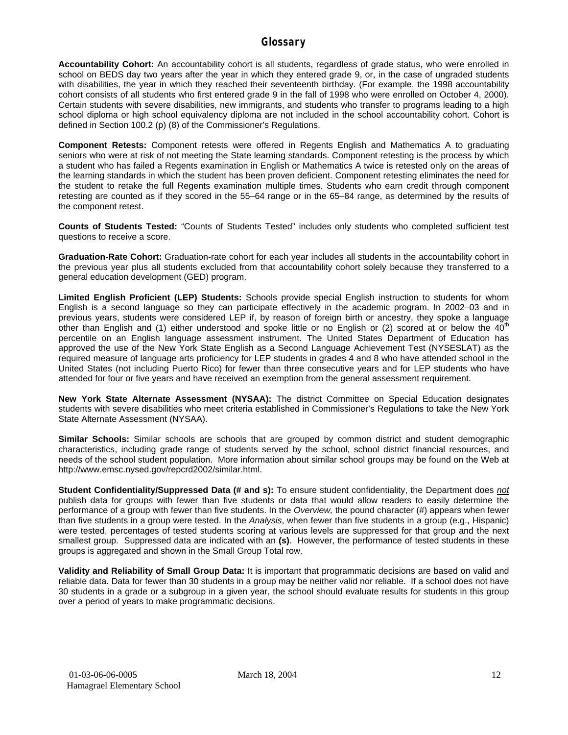# Glossary

**Accountability Cohort:** An accountability cohort is all students, regardless of grade status, who were enrolled in school on BEDS day two years after the year in which they entered grade 9, or, in the case of ungraded students with disabilities, the year in which they reached their seventeenth birthday. (For example, the 1998 accountability cohort consists of all students who first entered grade 9 in the fall of 1998 who were enrolled on October 4, 2000). Certain students with severe disabilities, new immigrants, and students who transfer to programs leading to a high school diploma or high school equivalency diploma are not included in the school accountability cohort. Cohort is defined in Section 100.2 (p) (8) of the Commissioner's Regulations.

**Component Retests:** Component retests were offered in Regents English and Mathematics A to graduating seniors who were at risk of not meeting the State learning standards. Component retesting is the process by which a student who has failed a Regents examination in English or Mathematics A twice is retested only on the areas of the learning standards in which the student has been proven deficient. Component retesting eliminates the need for the student to retake the full Regents examination multiple times. Students who earn credit through component retesting are counted as if they scored in the 55–64 range or in the 65–84 range, as determined by the results of the component retest.

**Counts of Students Tested:** "Counts of Students Tested" includes only students who completed sufficient test questions to receive a score.

**Graduation-Rate Cohort:** Graduation-rate cohort for each year includes all students in the accountability cohort in the previous year plus all students excluded from that accountability cohort solely because they transferred to a general education development (GED) program.

**Limited English Proficient (LEP) Students:** Schools provide special English instruction to students for whom English is a second language so they can participate effectively in the academic program. In 2002–03 and in previous years, students were considered LEP if, by reason of foreign birth or ancestry, they spoke a language other than English and (1) either understood and spoke little or no English or (2) scored at or below the 40th percentile on an English language assessment instrument. The United States Department of Education has approved the use of the New York State English as a Second Language Achievement Test (NYSESLAT) as the required measure of language arts proficiency for LEP students in grades 4 and 8 who have attended school in the United States (not including Puerto Rico) for fewer than three consecutive years and for LEP students who have attended for four or five years and have received an exemption from the general assessment requirement.

**New York State Alternate Assessment (NYSAA):** The district Committee on Special Education designates students with severe disabilities who meet criteria established in Commissioner's Regulations to take the New York State Alternate Assessment (NYSAA).

**Similar Schools:** Similar schools are schools that are grouped by common district and student demographic characteristics, including grade range of students served by the school, school district financial resources, and needs of the school student population. More information about similar school groups may be found on the Web at http://www.emsc.nysed.gov/repcrd2002/similar.html.

**Student Confidentiality/Suppressed Data (# and s):** To ensure student confidentiality, the Department does *not* publish data for groups with fewer than five students or data that would allow readers to easily determine the performance of a group with fewer than five students. In the *Overview,* the pound character (#) appears when fewer than five students in a group were tested. In the *Analysis*, when fewer than five students in a group (e.g., Hispanic) were tested, percentages of tested students scoring at various levels are suppressed for that group and the next smallest group. Suppressed data are indicated with an **(s)**. However, the performance of tested students in these groups is aggregated and shown in the Small Group Total row.

**Validity and Reliability of Small Group Data:** It is important that programmatic decisions are based on valid and reliable data. Data for fewer than 30 students in a group may be neither valid nor reliable. If a school does not have 30 students in a grade or a subgroup in a given year, the school should evaluate results for students in this group over a period of years to make programmatic decisions.